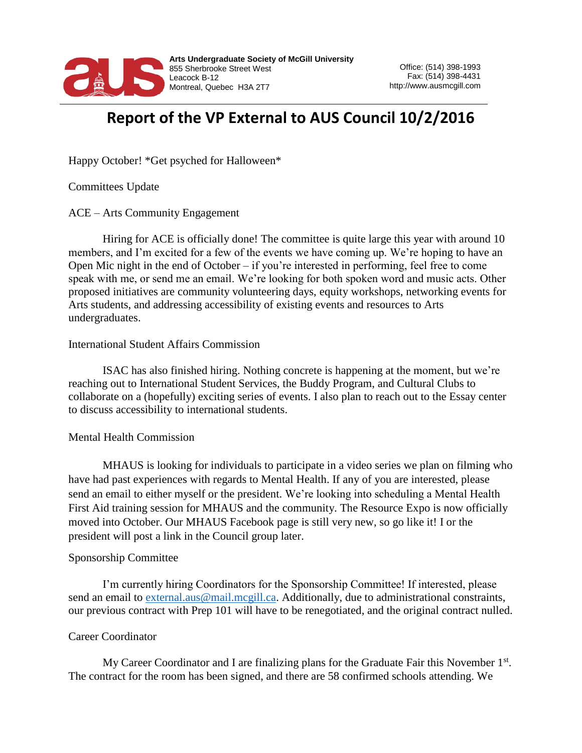**Arts Undergraduate Society of McGill University**
855 Sherbrooke Street West
Leacock B-12
Montreal, Quebec H3A 2T7

Office: (514) 398-1993
Fax: (514) 398-4431
http://www.ausmcgill.com

# Report of the VP External to AUS Council 10/2/2016

Happy October! *Get psyched for Halloween*

Committees Update

ACE – Arts Community Engagement

Hiring for ACE is officially done! The committee is quite large this year with around 10 members, and I'm excited for a few of the events we have coming up. We're hoping to have an Open Mic night in the end of October – if you're interested in performing, feel free to come speak with me, or send me an email. We're looking for both spoken word and music acts. Other proposed initiatives are community volunteering days, equity workshops, networking events for Arts students, and addressing accessibility of existing events and resources to Arts undergraduates.

International Student Affairs Commission

ISAC has also finished hiring. Nothing concrete is happening at the moment, but we're reaching out to International Student Services, the Buddy Program, and Cultural Clubs to collaborate on a (hopefully) exciting series of events. I also plan to reach out to the Essay center to discuss accessibility to international students.

Mental Health Commission

MHAUS is looking for individuals to participate in a video series we plan on filming who have had past experiences with regards to Mental Health. If any of you are interested, please send an email to either myself or the president. We're looking into scheduling a Mental Health First Aid training session for MHAUS and the community. The Resource Expo is now officially moved into October. Our MHAUS Facebook page is still very new, so go like it! I or the president will post a link in the Council group later.

Sponsorship Committee

I'm currently hiring Coordinators for the Sponsorship Committee! If interested, please send an email to external.aus@mail.mcgill.ca. Additionally, due to administrational constraints, our previous contract with Prep 101 will have to be renegotiated, and the original contract nulled.

Career Coordinator

My Career Coordinator and I are finalizing plans for the Graduate Fair this November 1st. The contract for the room has been signed, and there are 58 confirmed schools attending. We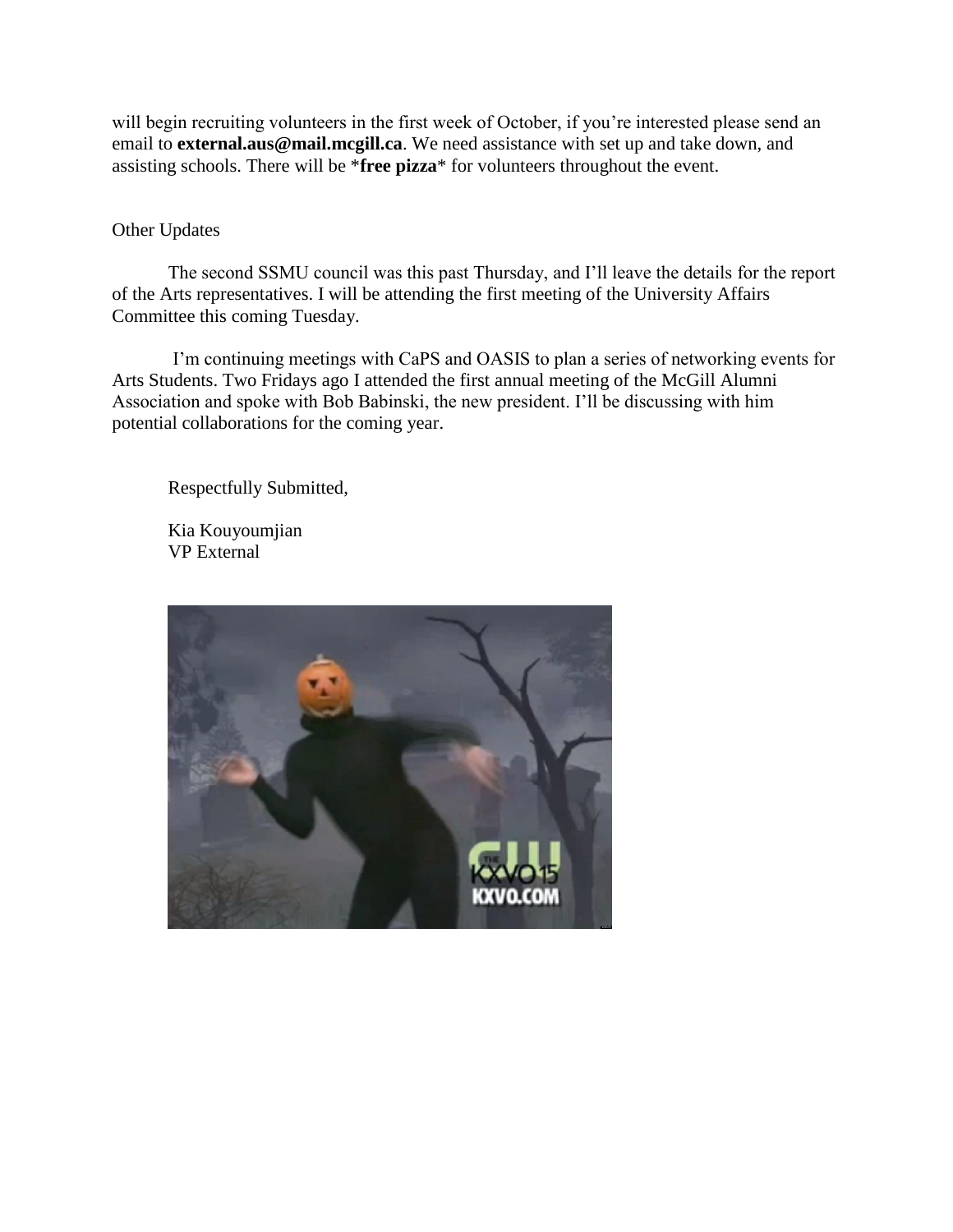will begin recruiting volunteers in the first week of October, if you're interested please send an email to **external.aus@mail.mcgill.ca**. We need assistance with set up and take down, and assisting schools. There will be ***free pizza*** for volunteers throughout the event.

## Other Updates

The second SSMU council was this past Thursday, and I'll leave the details for the report of the Arts representatives. I will be attending the first meeting of the University Affairs Committee this coming Tuesday.

I'm continuing meetings with CaPS and OASIS to plan a series of networking events for Arts Students. Two Fridays ago I attended the first annual meeting of the McGill Alumni Association and spoke with Bob Babinski, the new president. I'll be discussing with him potential collaborations for the coming year.

Respectfully Submitted,

Kia Kouyoumjian
VP External